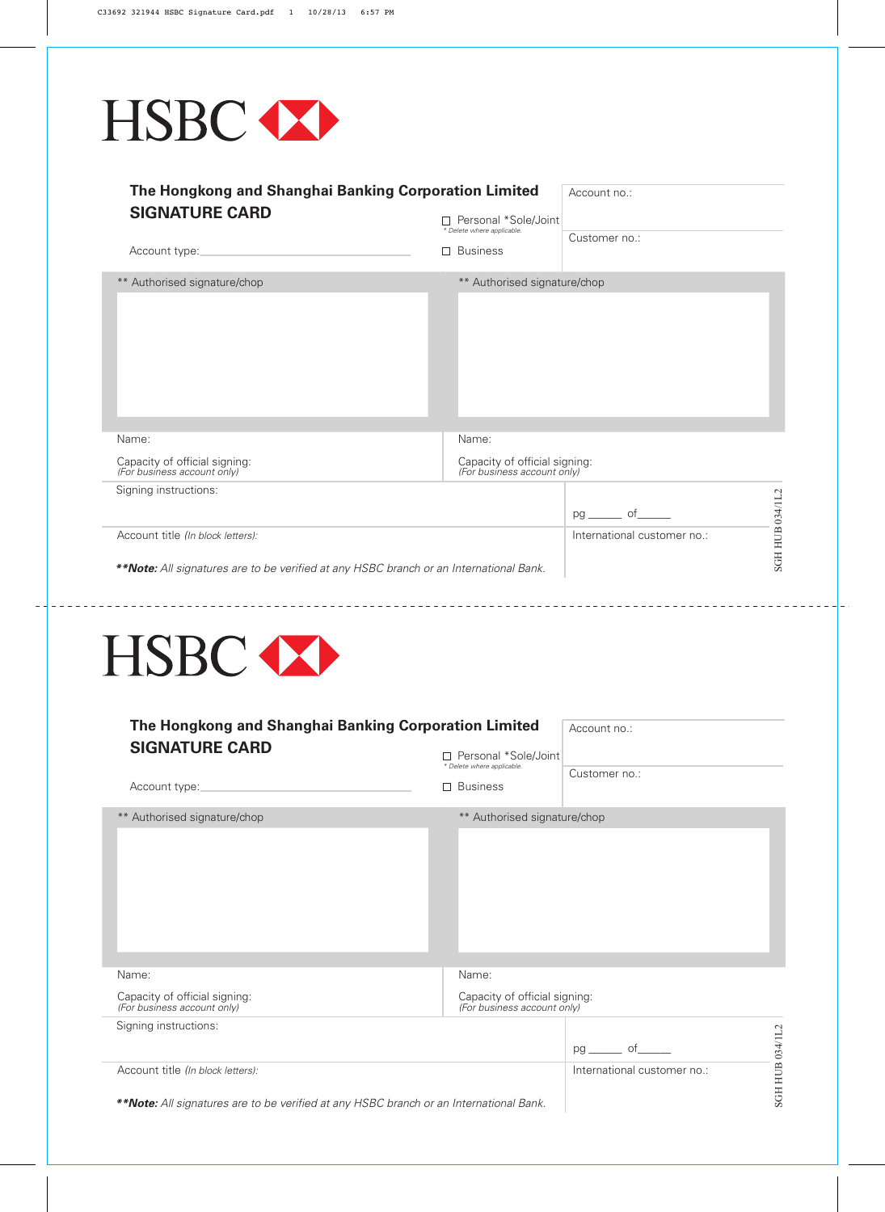HSBC

**The Hongkong and Shanghai Banking Corporation Limited**
**SIGNATURE CARD**

Account no.:

☐ Personal *Sole/Joint
*\* Delete where applicable.*

Customer no.:

Account type:

☐ Business

| ** Authorised signature/chop | ** Authorised signature/chop |
|---|---|
| | |
| Name: | Name: |
| Capacity of official signing: *(For business account only)* | Capacity of official signing: *(For business account only)* |

Signing instructions:

pg ______ of______

Account title *(In block letters)*:

International customer no.:

***\*\*Note:** All signatures are to be verified at any HSBC branch or an International Bank.*

SGH HUB 034/1L2

---

HSBC

**The Hongkong and Shanghai Banking Corporation Limited**
**SIGNATURE CARD**

Account no.:

☐ Personal *Sole/Joint
*\* Delete where applicable.*

Customer no.:

Account type:

☐ Business

| ** Authorised signature/chop | ** Authorised signature/chop |
|---|---|
| | |
| Name: | Name: |
| Capacity of official signing: *(For business account only)* | Capacity of official signing: *(For business account only)* |

Signing instructions:

pg ______ of______

Account title *(In block letters)*:

International customer no.:

***\*\*Note:** All signatures are to be verified at any HSBC branch or an International Bank.*

SGH HUB 034/1L2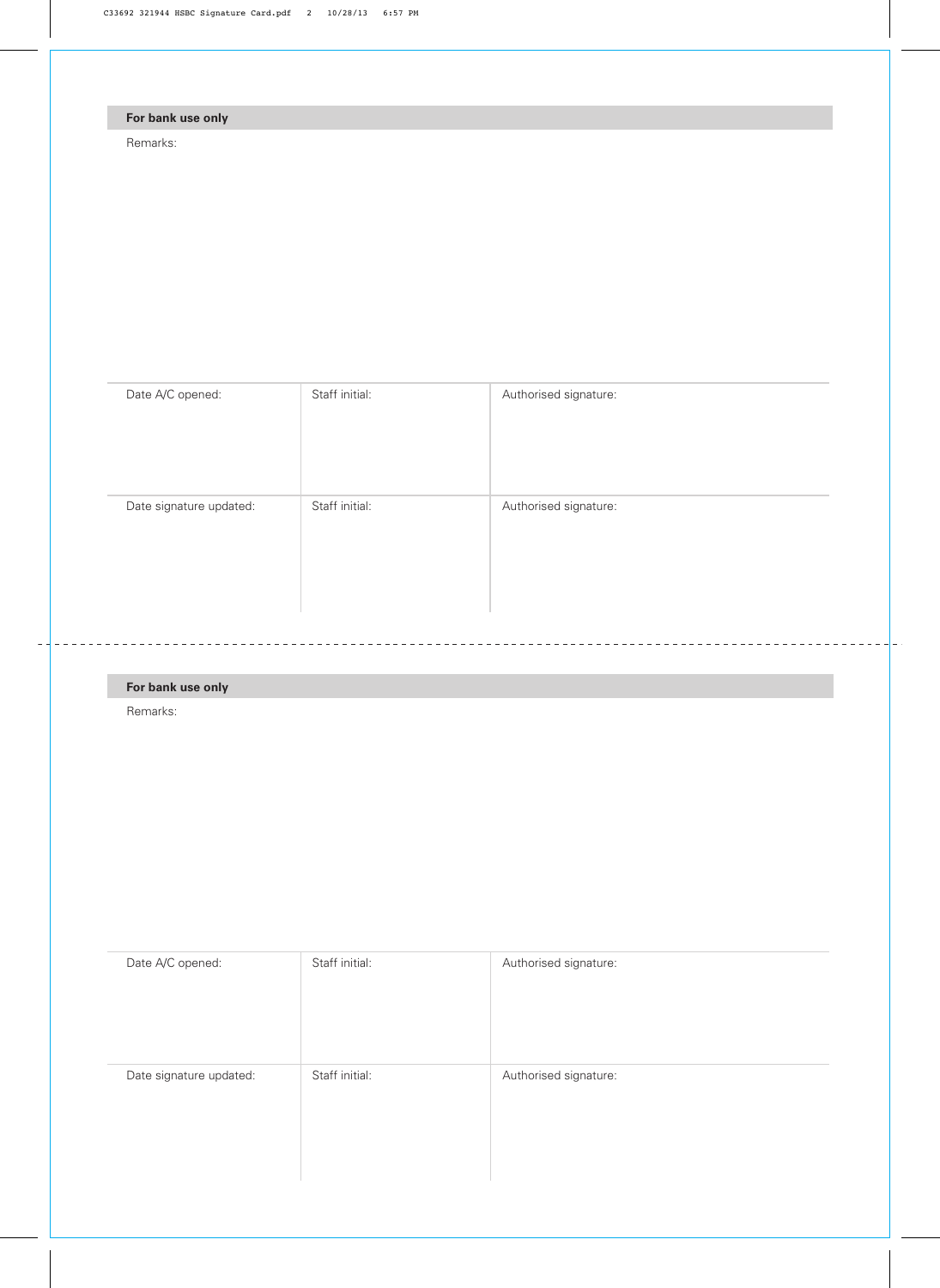**For bank use only**

Remarks:

| | | |
|---|---|---|
| Date A/C opened: | Staff initial: | Authorised signature: |
| Date signature updated: | Staff initial: | Authorised signature: |

**For bank use only**

Remarks:

| | | |
|---|---|---|
| Date A/C opened: | Staff initial: | Authorised signature: |
| Date signature updated: | Staff initial: | Authorised signature: |